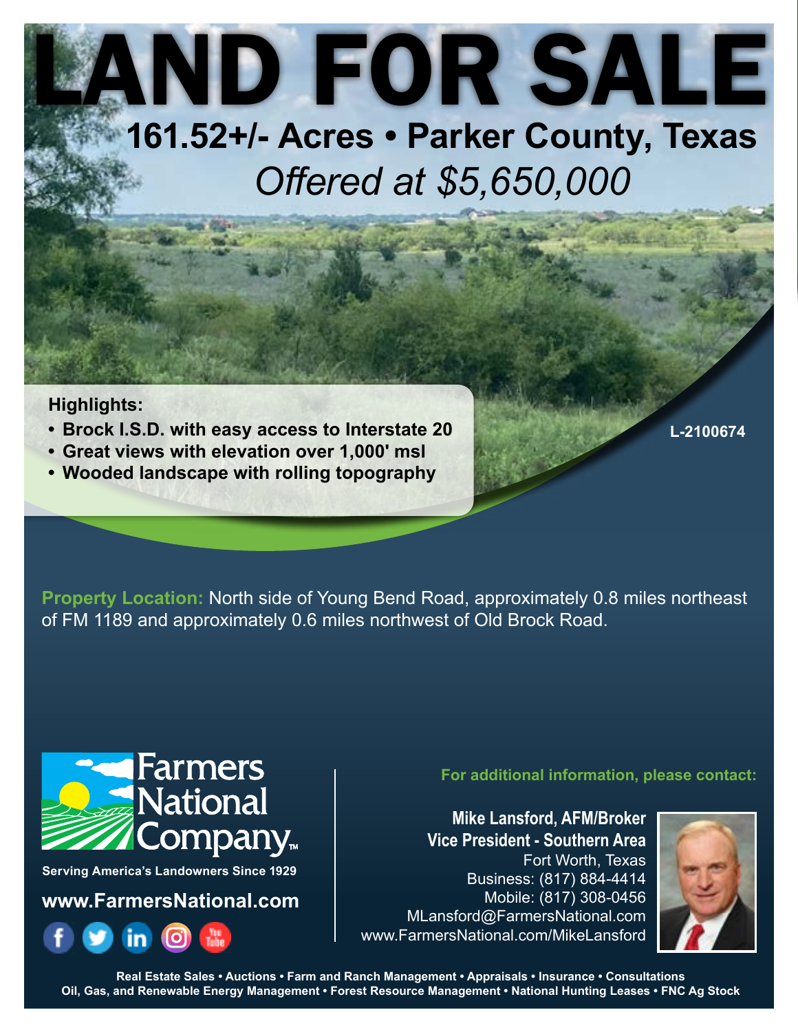# LAND FOR SALE

## 161.52+/- Acres • Parker County, Texas

*Offered at $5,650,000*

**Highlights:**

- **Brock I.S.D. with easy access to Interstate 20**
- **Great views with elevation over 1,000' msl**
- **Wooded landscape with rolling topography**

**L-2100674**

**Property Location:** North side of Young Bend Road, approximately 0.8 miles northeast of FM 1189 and approximately 0.6 miles northwest of Old Brock Road.

Farmers National Company™

**Serving America's Landowners Since 1929**

**www.FarmersNational.com**

**For additional information, please contact:**

**Mike Lansford, AFM/Broker**
**Vice President - Southern Area**
Fort Worth, Texas
Business: (817) 884-4414
Mobile: (817) 308-0456
MLansford@FarmersNational.com
www.FarmersNational.com/MikeLansford

**Real Estate Sales • Auctions • Farm and Ranch Management • Appraisals • Insurance • Consultations**
**Oil, Gas, and Renewable Energy Management • Forest Resource Management • National Hunting Leases • FNC Ag Stock**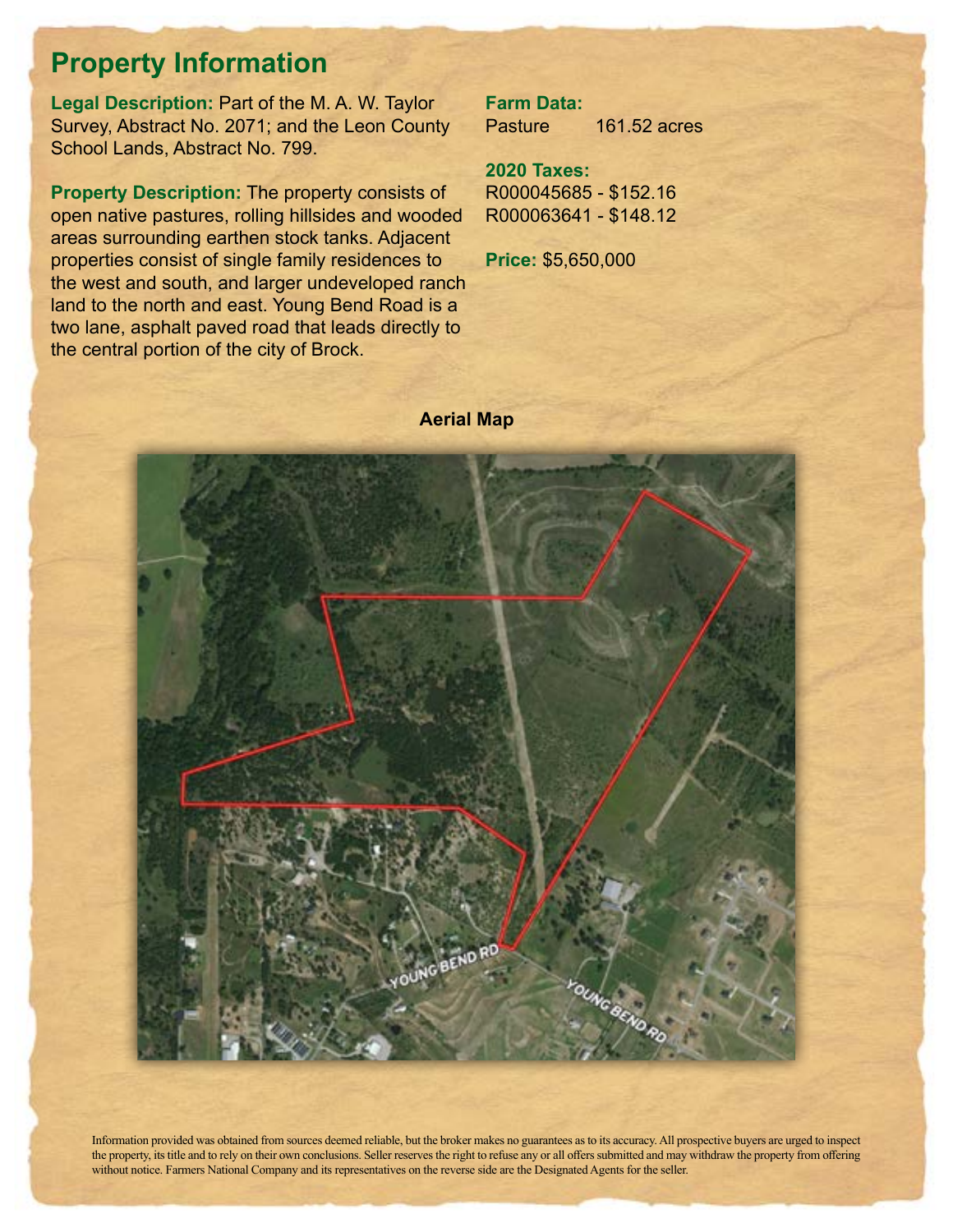# Property Information

**Legal Description:** Part of the M. A. W. Taylor Survey, Abstract No. 2071; and the Leon County School Lands, Abstract No. 799.

**Property Description:** The property consists of open native pastures, rolling hillsides and wooded areas surrounding earthen stock tanks. Adjacent properties consist of single family residences to the west and south, and larger undeveloped ranch land to the north and east. Young Bend Road is a two lane, asphalt paved road that leads directly to the central portion of the city of Brock.

**Farm Data:**

Pasture 161.52 acres

**2020 Taxes:**

R000045685 - $152.16
R000063641 - $148.12

**Price:** $5,650,000

**Aerial Map**

Information provided was obtained from sources deemed reliable, but the broker makes no guarantees as to its accuracy. All prospective buyers are urged to inspect the property, its title and to rely on their own conclusions. Seller reserves the right to refuse any or all offers submitted and may withdraw the property from offering without notice. Farmers National Company and its representatives on the reverse side are the Designated Agents for the seller.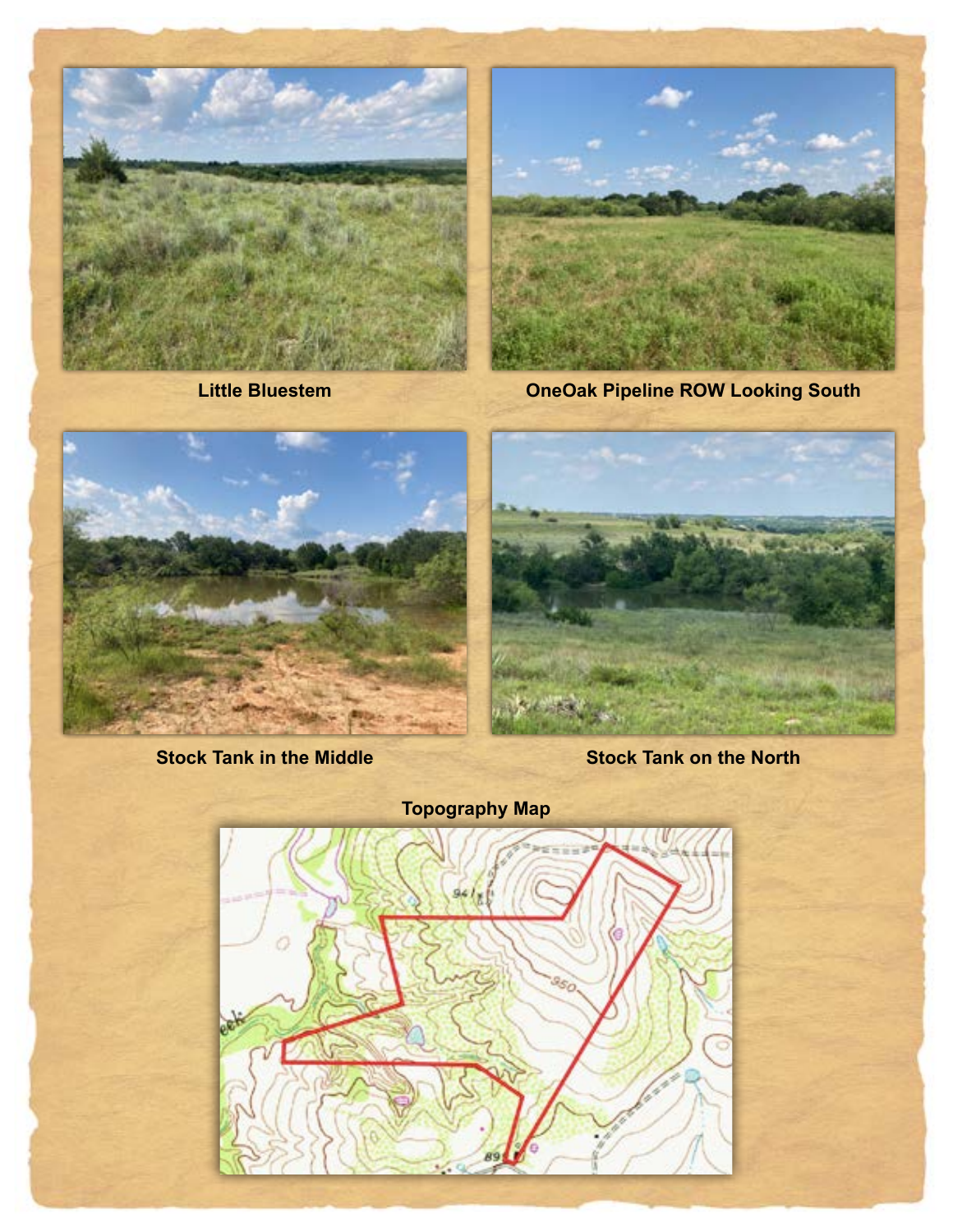Little Bluestem

OneOak Pipeline ROW Looking South

Stock Tank in the Middle

Stock Tank on the North

Topography Map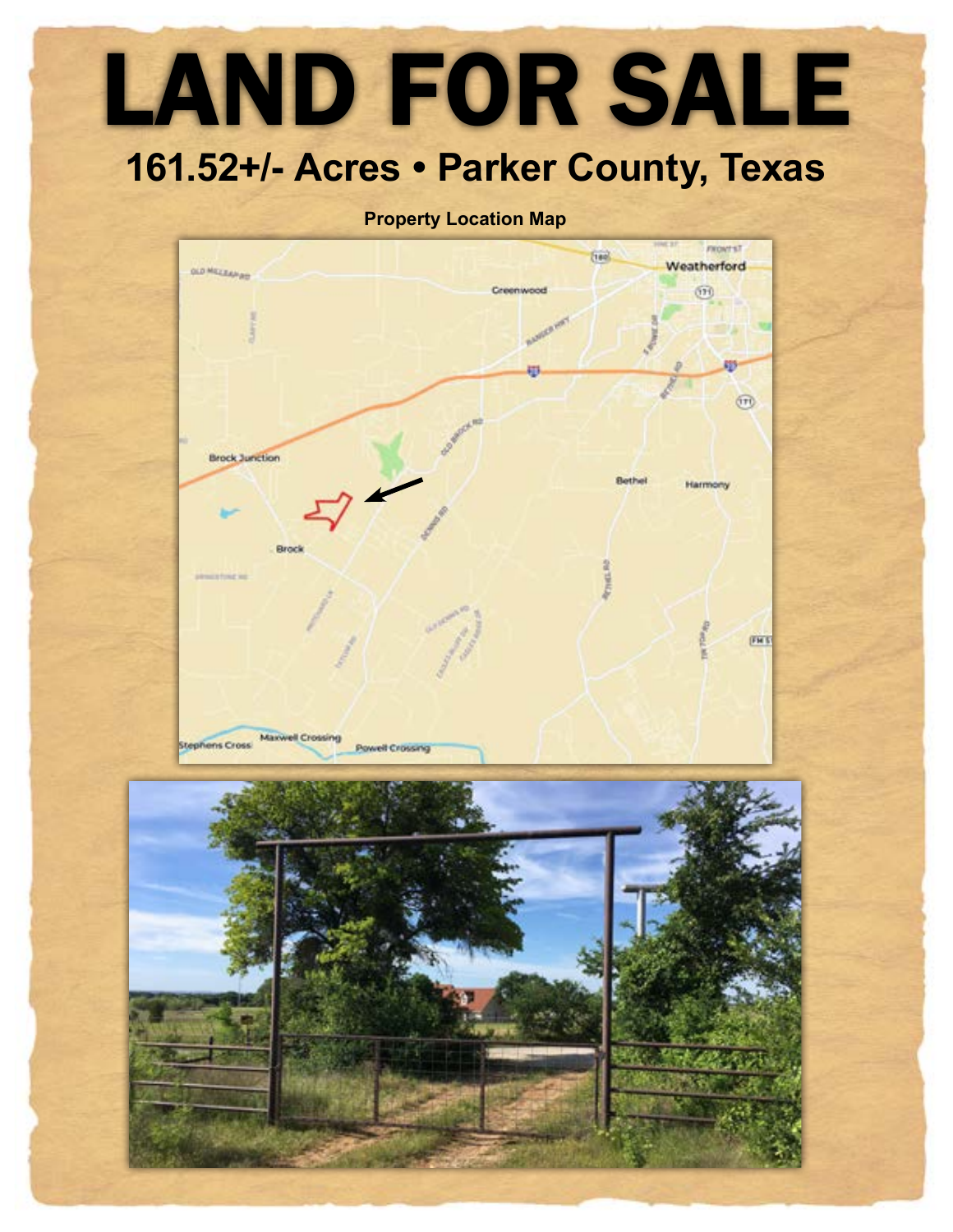# LAND FOR SALE

## 161.52+/- Acres • Parker County, Texas

**Property Location Map**